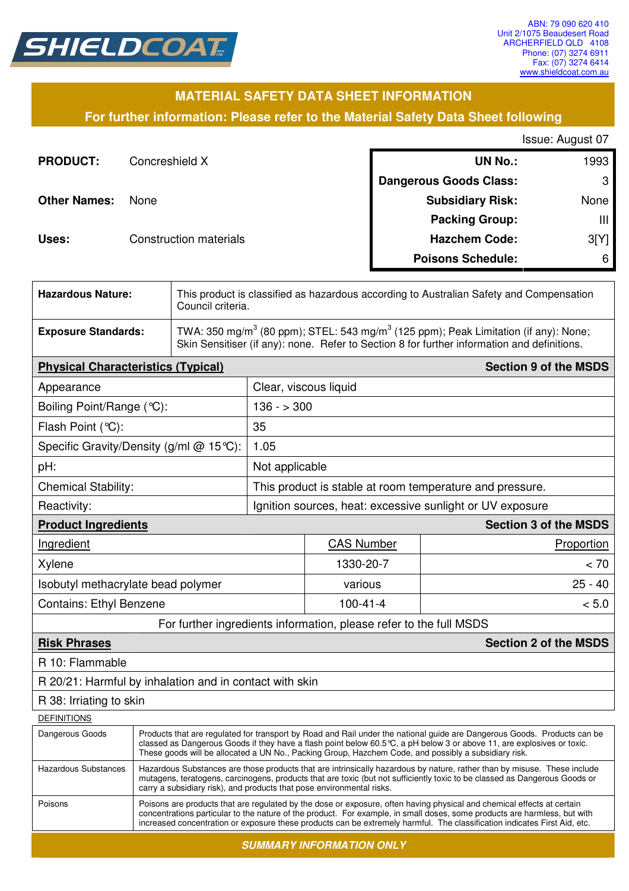SHIELDCOAT

ABN: 79 090 620 410
Unit 2/1075 Beaudesert Road
ARCHERFIELD QLD 4108
Phone: (07) 3274 6911
Fax: (07) 3274 6414
www.shieldcoat.com.au

# MATERIAL SAFETY DATA SHEET INFORMATION

**For further information: Please refer to the Material Safety Data Sheet following**

Issue: August 07

**PRODUCT:** Concreshield X

**Other Names:** None

**Uses:** Construction materials

| | |
|---|---|
| **UN No.:** | 1993 |
| **Dangerous Goods Class:** | 3 |
| **Subsidiary Risk:** | None |
| **Packing Group:** | III |
| **Hazchem Code:** | 3[Y] |
| **Poisons Schedule:** | 6 |

| | |
|---|---|
| **Hazardous Nature:** | This product is classified as hazardous according to Australian Safety and Compensation Council criteria. |
| **Exposure Standards:** | TWA: 350 mg/m$^3$ (80 ppm); STEL: 543 mg/m$^3$ (125 ppm); Peak Limitation (if any): None; Skin Sensitiser (if any): none. Refer to Section 8 for further information and definitions. |

| **Physical Characteristics (Typical)** | **Section 9 of the MSDS** |
|---|---|
| Appearance | Clear, viscous liquid |
| Boiling Point/Range (°C): | 136 - > 300 |
| Flash Point (°C): | 35 |
| Specific Gravity/Density (g/ml @ 15°C): | 1.05 |
| pH: | Not applicable |
| Chemical Stability: | This product is stable at room temperature and pressure. |
| Reactivity: | Ignition sources, heat: excessive sunlight or UV exposure |

| **Product Ingredients** | | **Section 3 of the MSDS** |
|---|---|---|
| Ingredient | CAS Number | Proportion |
| Xylene | 1330-20-7 | < 70 |
| Isobutyl methacrylate bead polymer | various | 25 - 40 |
| Contains: Ethyl Benzene | 100-41-4 | < 5.0 |
| For further ingredients information, please refer to the full MSDS | | |

| **Risk Phrases** | **Section 2 of the MSDS** |
|---|---|
| R 10: Flammable | |
| R 20/21: Harmful by inhalation and in contact with skin | |
| R 38: Irriating to skin | |

DEFINITIONS

| | |
|---|---|
| Dangerous Goods | Products that are regulated for transport by Road and Rail under the national guide are Dangerous Goods. Products can be classed as Dangerous Goods if they have a flash point below 60.5°C, a pH below 3 or above 11, are explosives or toxic. These goods will be allocated a UN No., Packing Group, Hazchem Code, and possibly a subsidiary risk. |
| Hazardous Substances | Hazardous Substances are those products that are intrinsically hazardous by nature, rather than by misuse. These include mutagens, teratogens, carcinogens, products that are toxic (but not sufficiently toxic to be classed as Dangerous Goods or carry a subsidiary risk), and products that pose environmental risks. |
| Poisons | Poisons are products that are regulated by the dose or exposure, often having physical and chemical effects at certain concentrations particular to the nature of the product. For example, in small doses, some products are harmless, but with increased concentration or exposure these products can be extremely harmful. The classification indicates First Aid, etc. |

***SUMMARY INFORMATION ONLY***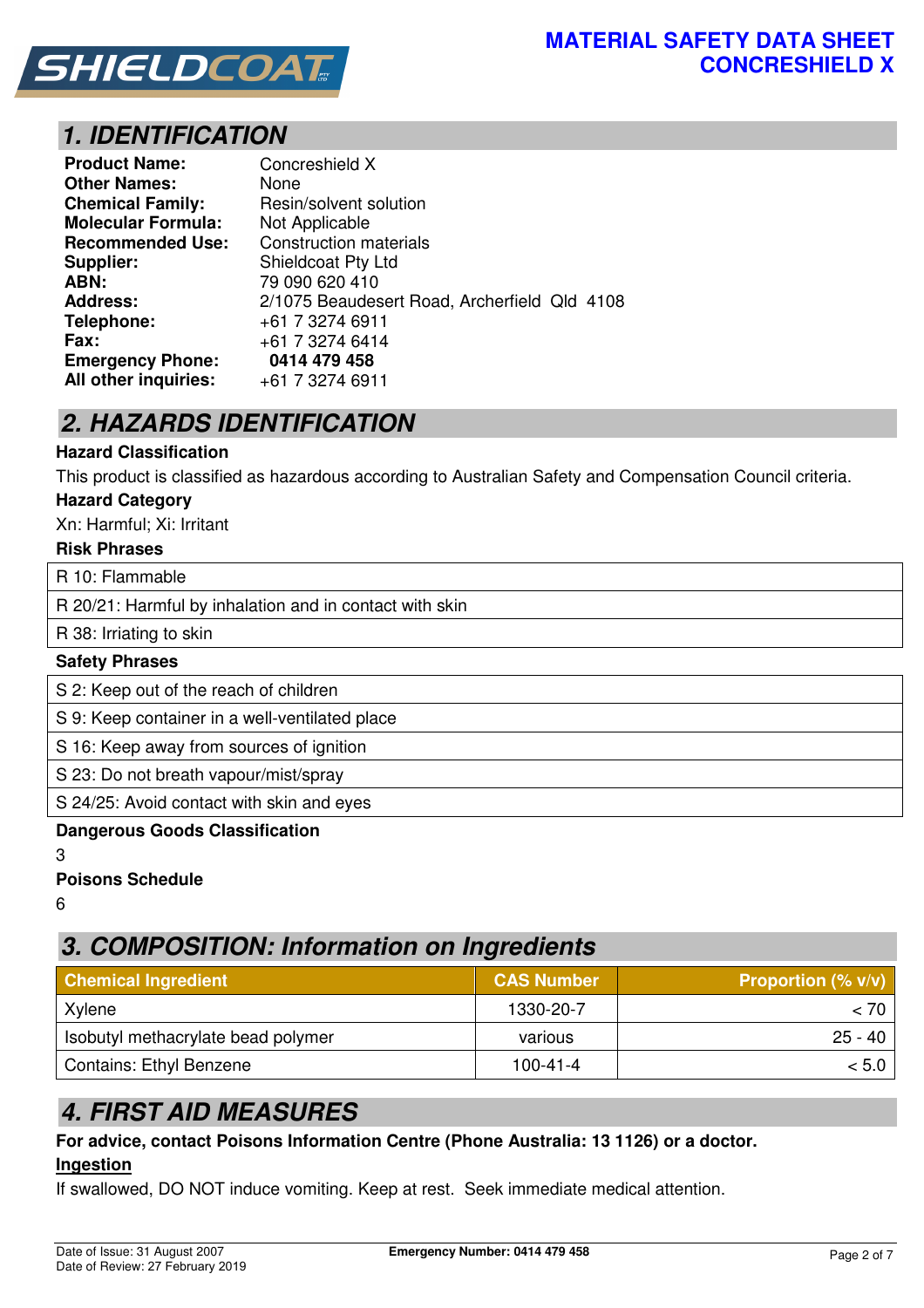# MATERIAL SAFETY DATA SHEET
# CONCRESHIELD X

## 1. IDENTIFICATION

| | |
|---|---|
| **Product Name:** | Concreshield X |
| **Other Names:** | None |
| **Chemical Family:** | Resin/solvent solution |
| **Molecular Formula:** | Not Applicable |
| **Recommended Use:** | Construction materials |
| **Supplier:** | Shieldcoat Pty Ltd |
| **ABN:** | 79 090 620 410 |
| **Address:** | 2/1075 Beaudesert Road, Archerfield Qld 4108 |
| **Telephone:** | +61 7 3274 6911 |
| **Fax:** | +61 7 3274 6414 |
| **Emergency Phone:** | **0414 479 458** |
| **All other inquiries:** | +61 7 3274 6911 |

## 2. HAZARDS IDENTIFICATION

**Hazard Classification**

This product is classified as hazardous according to Australian Safety and Compensation Council criteria.

**Hazard Category**

Xn: Harmful; Xi: Irritant

**Risk Phrases**

- R 10: Flammable
- R 20/21: Harmful by inhalation and in contact with skin
- R 38: Irriating to skin

**Safety Phrases**

- S 2: Keep out of the reach of children
- S 9: Keep container in a well-ventilated place
- S 16: Keep away from sources of ignition
- S 23: Do not breath vapour/mist/spray
- S 24/25: Avoid contact with skin and eyes

**Dangerous Goods Classification**

3

**Poisons Schedule**

6

## 3. COMPOSITION: Information on Ingredients

| Chemical Ingredient | CAS Number | Proportion (% v/v) |
|---|---|---|
| Xylene | 1330-20-7 | < 70 |
| Isobutyl methacrylate bead polymer | various | 25 - 40 |
| Contains: Ethyl Benzene | 100-41-4 | < 5.0 |

## 4. FIRST AID MEASURES

**For advice, contact Poisons Information Centre (Phone Australia: 13 1126) or a doctor.**

**Ingestion**

If swallowed, DO NOT induce vomiting. Keep at rest. Seek immediate medical attention.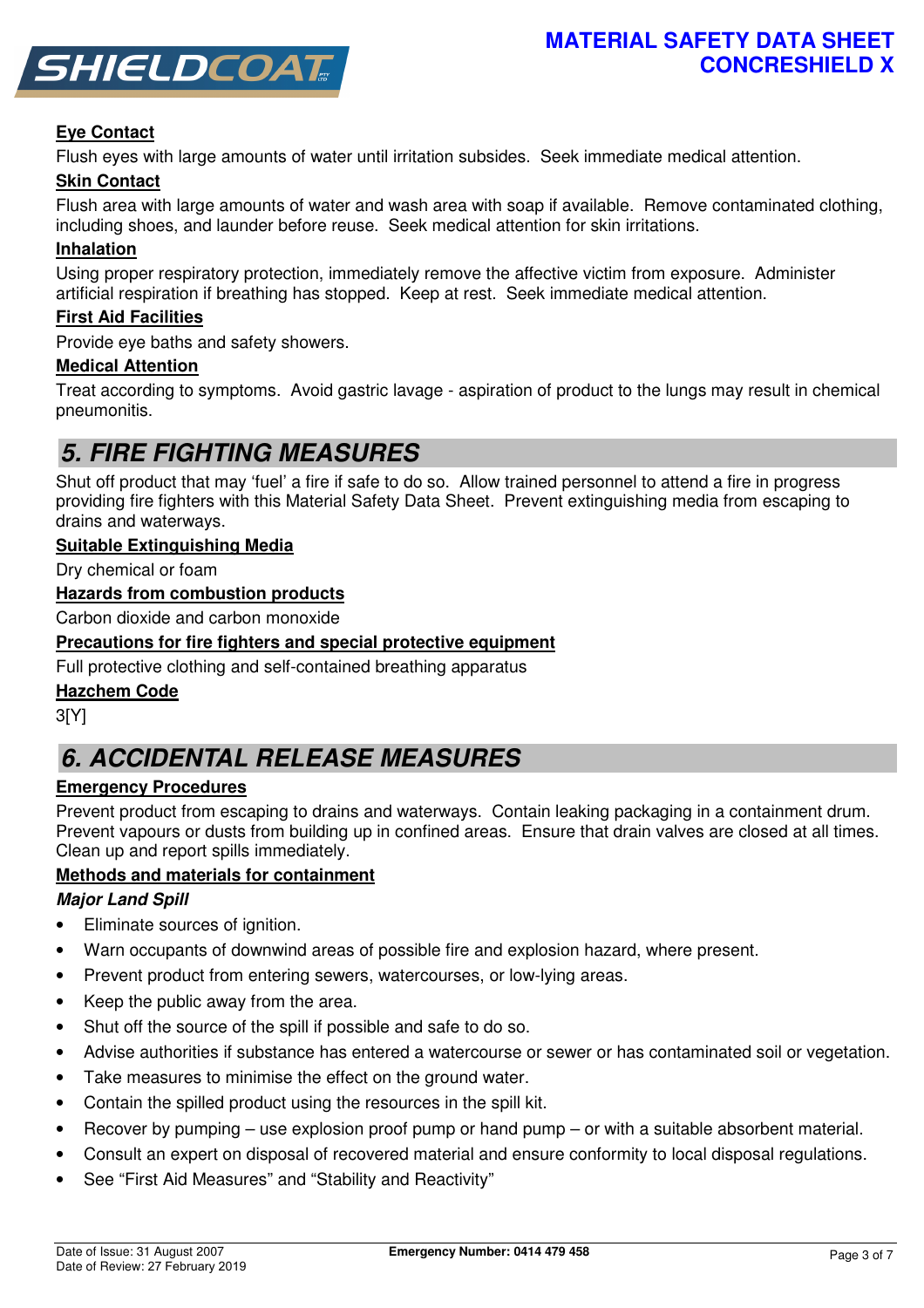**Eye Contact**

Flush eyes with large amounts of water until irritation subsides. Seek immediate medical attention.

**Skin Contact**

Flush area with large amounts of water and wash area with soap if available. Remove contaminated clothing, including shoes, and launder before reuse. Seek medical attention for skin irritations.

**Inhalation**

Using proper respiratory protection, immediately remove the affective victim from exposure. Administer artificial respiration if breathing has stopped. Keep at rest. Seek immediate medical attention.

**First Aid Facilities**

Provide eye baths and safety showers.

**Medical Attention**

Treat according to symptoms. Avoid gastric lavage - aspiration of product to the lungs may result in chemical pneumonitis.

## 5. FIRE FIGHTING MEASURES

Shut off product that may 'fuel' a fire if safe to do so. Allow trained personnel to attend a fire in progress providing fire fighters with this Material Safety Data Sheet. Prevent extinguishing media from escaping to drains and waterways.

**Suitable Extinguishing Media**

Dry chemical or foam

**Hazards from combustion products**

Carbon dioxide and carbon monoxide

**Precautions for fire fighters and special protective equipment**

Full protective clothing and self-contained breathing apparatus

**Hazchem Code**

3[Y]

## 6. ACCIDENTAL RELEASE MEASURES

**Emergency Procedures**

Prevent product from escaping to drains and waterways. Contain leaking packaging in a containment drum. Prevent vapours or dusts from building up in confined areas. Ensure that drain valves are closed at all times. Clean up and report spills immediately.

**Methods and materials for containment**

***Major Land Spill***

- Eliminate sources of ignition.
- Warn occupants of downwind areas of possible fire and explosion hazard, where present.
- Prevent product from entering sewers, watercourses, or low-lying areas.
- Keep the public away from the area.
- Shut off the source of the spill if possible and safe to do so.
- Advise authorities if substance has entered a watercourse or sewer or has contaminated soil or vegetation.
- Take measures to minimise the effect on the ground water.
- Contain the spilled product using the resources in the spill kit.
- Recover by pumping – use explosion proof pump or hand pump – or with a suitable absorbent material.
- Consult an expert on disposal of recovered material and ensure conformity to local disposal regulations.
- See "First Aid Measures" and "Stability and Reactivity"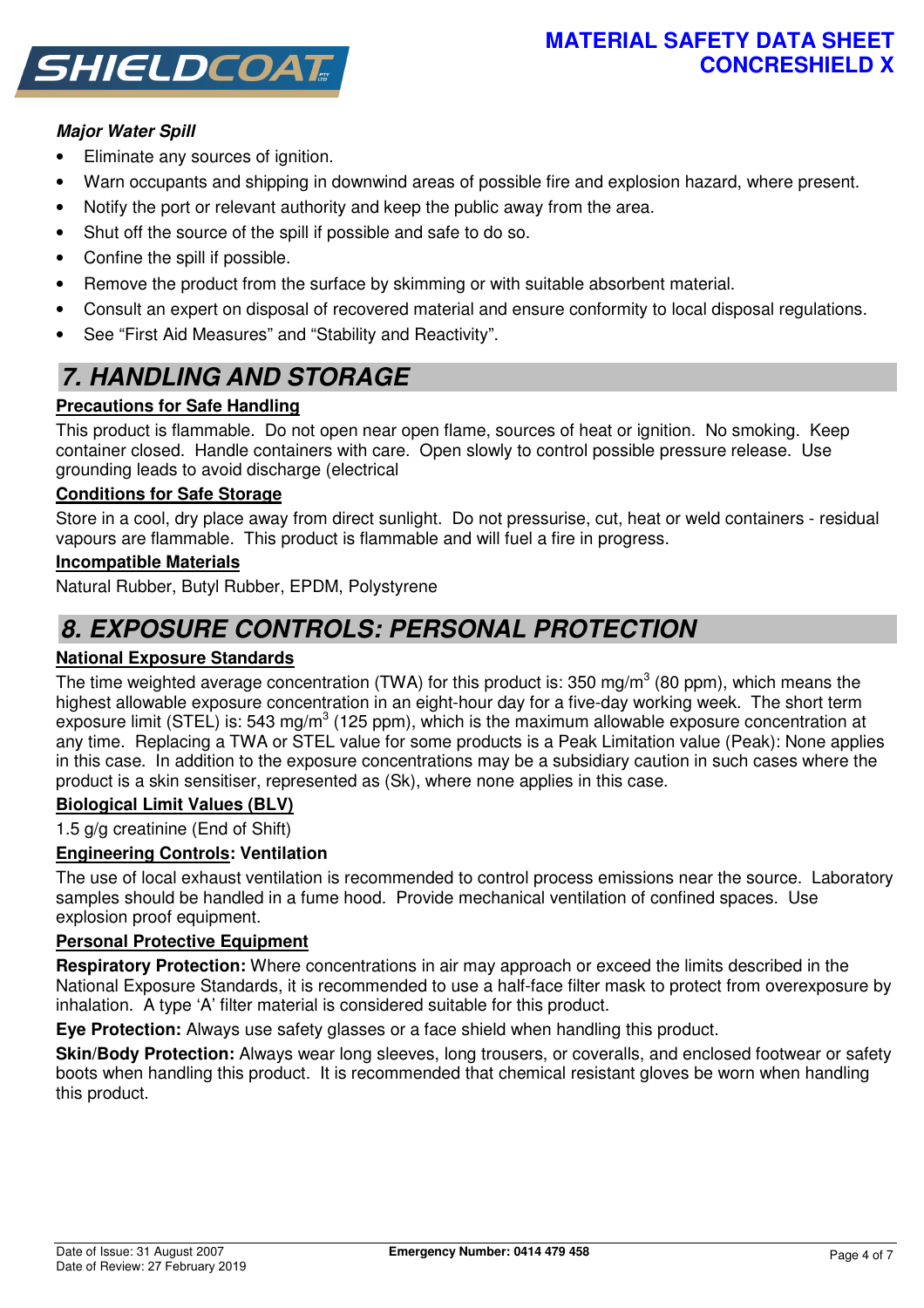***Major Water Spill***

- Eliminate any sources of ignition.
- Warn occupants and shipping in downwind areas of possible fire and explosion hazard, where present.
- Notify the port or relevant authority and keep the public away from the area.
- Shut off the source of the spill if possible and safe to do so.
- Confine the spill if possible.
- Remove the product from the surface by skimming or with suitable absorbent material.
- Consult an expert on disposal of recovered material and ensure conformity to local disposal regulations.
- See "First Aid Measures" and "Stability and Reactivity".

## 7. HANDLING AND STORAGE

**Precautions for Safe Handling**

This product is flammable. Do not open near open flame, sources of heat or ignition. No smoking. Keep container closed. Handle containers with care. Open slowly to control possible pressure release. Use grounding leads to avoid discharge (electrical

**Conditions for Safe Storage**

Store in a cool, dry place away from direct sunlight. Do not pressurise, cut, heat or weld containers - residual vapours are flammable. This product is flammable and will fuel a fire in progress.

**Incompatible Materials**

Natural Rubber, Butyl Rubber, EPDM, Polystyrene

## 8. EXPOSURE CONTROLS: PERSONAL PROTECTION

**National Exposure Standards**

The time weighted average concentration (TWA) for this product is: 350 $mg/m^3$ (80 ppm), which means the highest allowable exposure concentration in an eight-hour day for a five-day working week. The short term exposure limit (STEL) is: 543 $mg/m^3$ (125 ppm), which is the maximum allowable exposure concentration at any time. Replacing a TWA or STEL value for some products is a Peak Limitation value (Peak): None applies in this case. In addition to the exposure concentrations may be a subsidiary caution in such cases where the product is a skin sensitiser, represented as (Sk), where none applies in this case.

**Biological Limit Values (BLV)**

1.5 g/g creatinine (End of Shift)

**Engineering Controls: Ventilation**

The use of local exhaust ventilation is recommended to control process emissions near the source. Laboratory samples should be handled in a fume hood. Provide mechanical ventilation of confined spaces. Use explosion proof equipment.

**Personal Protective Equipment**

**Respiratory Protection:** Where concentrations in air may approach or exceed the limits described in the National Exposure Standards, it is recommended to use a half-face filter mask to protect from overexposure by inhalation. A type 'A' filter material is considered suitable for this product.

**Eye Protection:** Always use safety glasses or a face shield when handling this product.

**Skin/Body Protection:** Always wear long sleeves, long trousers, or coveralls, and enclosed footwear or safety boots when handling this product. It is recommended that chemical resistant gloves be worn when handling this product.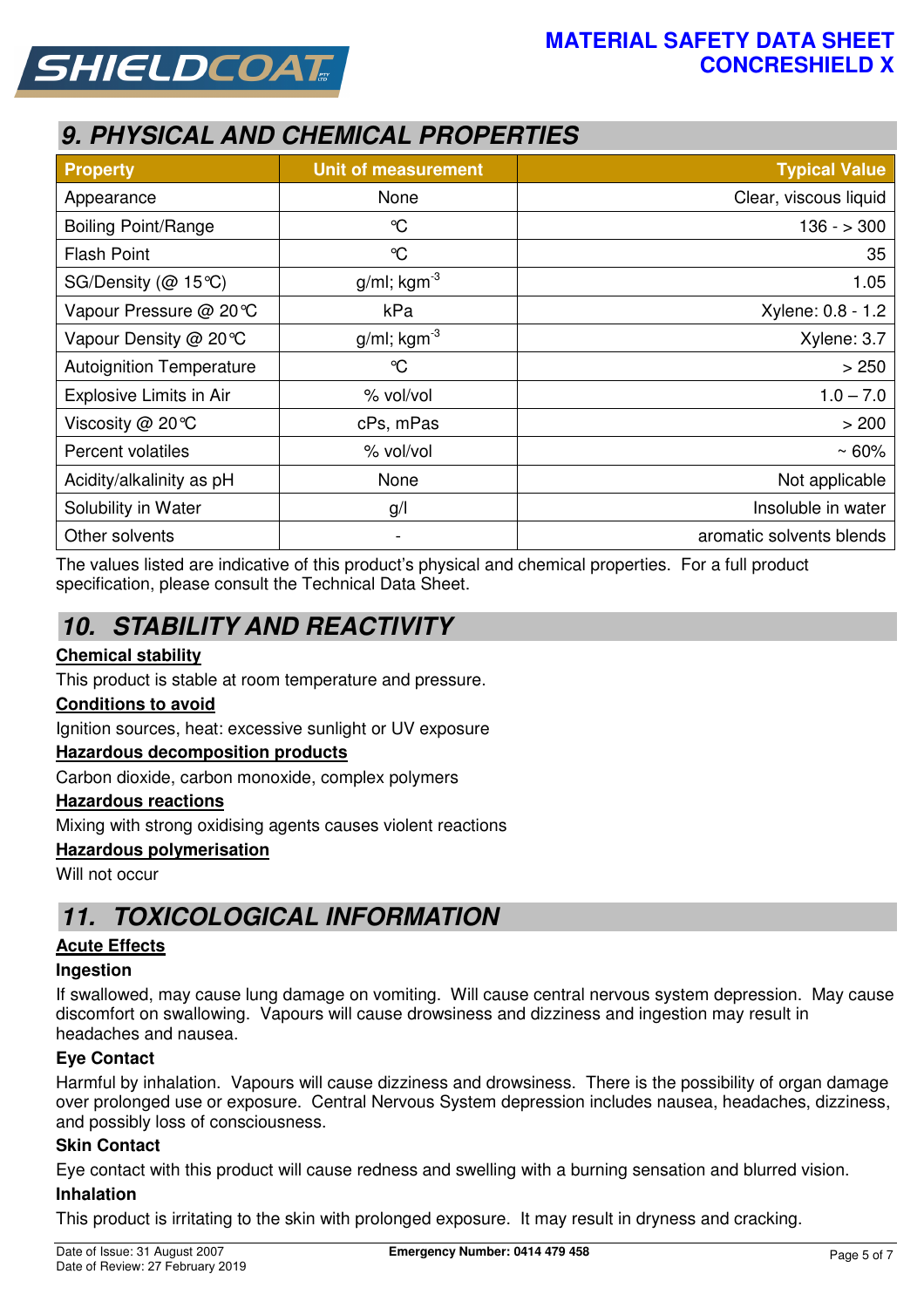## 9. PHYSICAL AND CHEMICAL PROPERTIES

| Property | Unit of measurement | Typical Value |
|---|---|---|
| Appearance | None | Clear, viscous liquid |
| Boiling Point/Range | °C | 136 - > 300 |
| Flash Point | °C | 35 |
| SG/Density (@ 15°C) | g/ml; kgm$^{-3}$ | 1.05 |
| Vapour Pressure @ 20°C | kPa | Xylene: 0.8 - 1.2 |
| Vapour Density @ 20°C | g/ml; kgm$^{-3}$ | Xylene: 3.7 |
| Autoignition Temperature | °C | > 250 |
| Explosive Limits in Air | % vol/vol | 1.0 – 7.0 |
| Viscosity @ 20°C | cPs, mPas | > 200 |
| Percent volatiles | % vol/vol | ~ 60% |
| Acidity/alkalinity as pH | None | Not applicable |
| Solubility in Water | g/l | Insoluble in water |
| Other solvents | - | aromatic solvents blends |

The values listed are indicative of this product's physical and chemical properties. For a full product specification, please consult the Technical Data Sheet.

## 10. STABILITY AND REACTIVITY

**Chemical stability**

This product is stable at room temperature and pressure.

**Conditions to avoid**

Ignition sources, heat: excessive sunlight or UV exposure

**Hazardous decomposition products**

Carbon dioxide, carbon monoxide, complex polymers

**Hazardous reactions**

Mixing with strong oxidising agents causes violent reactions

**Hazardous polymerisation**

Will not occur

## 11. TOXICOLOGICAL INFORMATION

**Acute Effects**

**Ingestion**

If swallowed, may cause lung damage on vomiting. Will cause central nervous system depression. May cause discomfort on swallowing. Vapours will cause drowsiness and dizziness and ingestion may result in headaches and nausea.

**Eye Contact**

Harmful by inhalation. Vapours will cause dizziness and drowsiness. There is the possibility of organ damage over prolonged use or exposure. Central Nervous System depression includes nausea, headaches, dizziness, and possibly loss of consciousness.

**Skin Contact**

Eye contact with this product will cause redness and swelling with a burning sensation and blurred vision.

**Inhalation**

This product is irritating to the skin with prolonged exposure. It may result in dryness and cracking.

Date of Issue: 31 August 2007
Date of Review: 27 February 2019

**Emergency Number: 0414 479 458**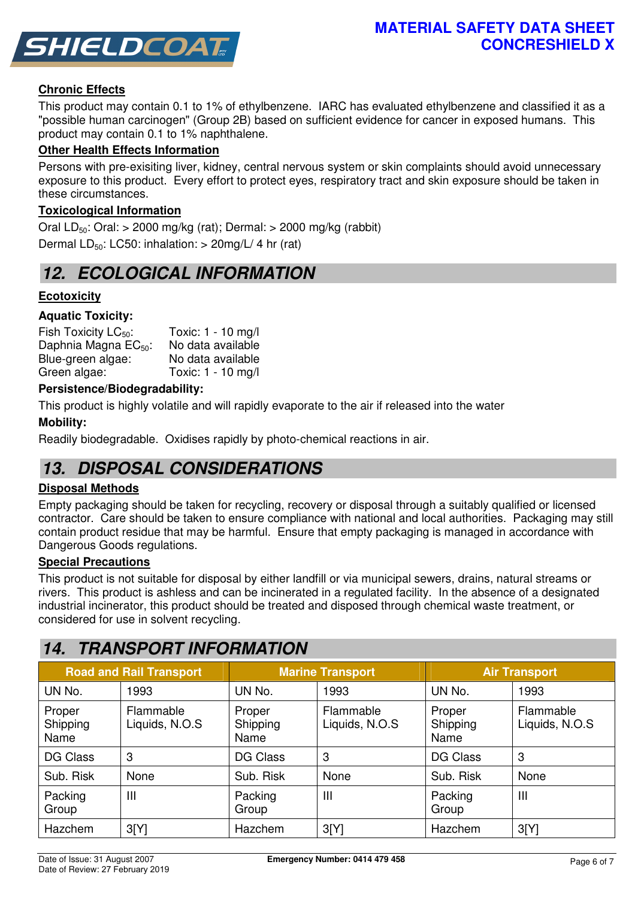### Chronic Effects

This product may contain 0.1 to 1% of ethylbenzene. IARC has evaluated ethylbenzene and classified it as a "possible human carcinogen" (Group 2B) based on sufficient evidence for cancer in exposed humans. This product may contain 0.1 to 1% naphthalene.

### Other Health Effects Information

Persons with pre-exisiting liver, kidney, central nervous system or skin complaints should avoid unnecessary exposure to this product. Every effort to protect eyes, respiratory tract and skin exposure should be taken in these circumstances.

### Toxicological Information

Oral $LD_{50}$: Oral: > 2000 mg/kg (rat); Dermal: > 2000 mg/kg (rabbit)

Dermal $LD_{50}$: LC50: inhalation: > 20mg/L/ 4 hr (rat)

## 12. ECOLOGICAL INFORMATION

### Ecotoxicity

**Aquatic Toxicity:**

| | |
|---|---|
| Fish Toxicity $LC_{50}$: | Toxic: 1 - 10 mg/l |
| Daphnia Magna $EC_{50}$: | No data available |
| Blue-green algae: | No data available |
| Green algae: | Toxic: 1 - 10 mg/l |

**Persistence/Biodegradability:**

This product is highly volatile and will rapidly evaporate to the air if released into the water

**Mobility:**

Readily biodegradable. Oxidises rapidly by photo-chemical reactions in air.

## 13. DISPOSAL CONSIDERATIONS

### Disposal Methods

Empty packaging should be taken for recycling, recovery or disposal through a suitably qualified or licensed contractor. Care should be taken to ensure compliance with national and local authorities. Packaging may still contain product residue that may be harmful. Ensure that empty packaging is managed in accordance with Dangerous Goods regulations.

### Special Precautions

This product is not suitable for disposal by either landfill or via municipal sewers, drains, natural streams or rivers. This product is ashless and can be incinerated in a regulated facility. In the absence of a designated industrial incinerator, this product should be treated and disposed through chemical waste treatment, or considered for use in solvent recycling.

## 14. TRANSPORT INFORMATION

| Road and Rail Transport | | Marine Transport | | Air Transport | |
|---|---|---|---|---|---|
| UN No. | 1993 | UN No. | 1993 | UN No. | 1993 |
| Proper Shipping Name | Flammable Liquids, N.O.S | Proper Shipping Name | Flammable Liquids, N.O.S | Proper Shipping Name | Flammable Liquids, N.O.S |
| DG Class | 3 | DG Class | 3 | DG Class | 3 |
| Sub. Risk | None | Sub. Risk | None | Sub. Risk | None |
| Packing Group | III | Packing Group | III | Packing Group | III |
| Hazchem | 3[Y] | Hazchem | 3[Y] | Hazchem | 3[Y] |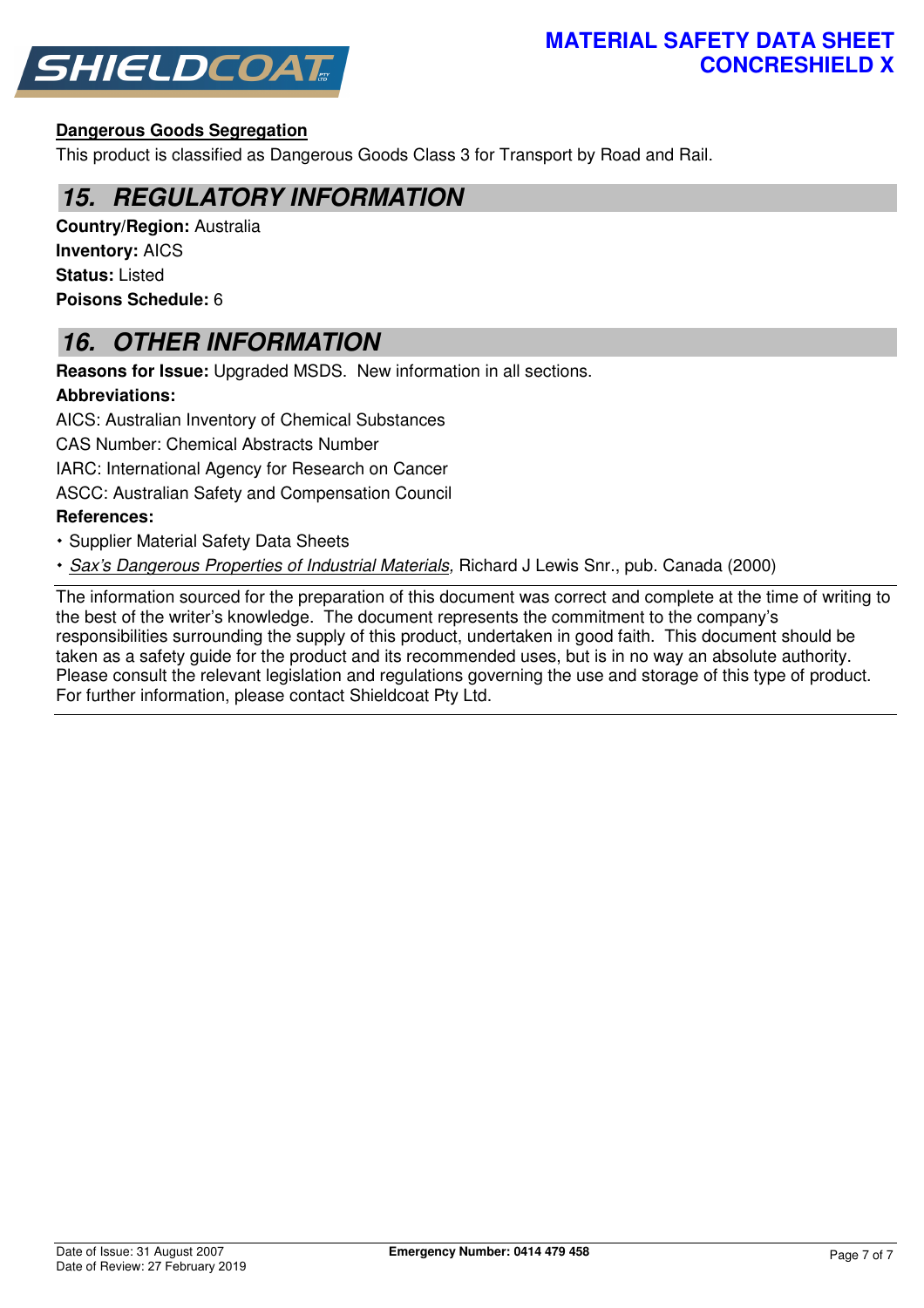**Dangerous Goods Segregation**

This product is classified as Dangerous Goods Class 3 for Transport by Road and Rail.

## 15. REGULATORY INFORMATION

**Country/Region:** Australia
**Inventory:** AICS
**Status:** Listed
**Poisons Schedule:** 6

## 16. OTHER INFORMATION

**Reasons for Issue:** Upgraded MSDS. New information in all sections.

**Abbreviations:**

AICS: Australian Inventory of Chemical Substances
CAS Number: Chemical Abstracts Number
IARC: International Agency for Research on Cancer
ASCC: Australian Safety and Compensation Council

**References:**

- Supplier Material Safety Data Sheets
- *Sax's Dangerous Properties of Industrial Materials,* Richard J Lewis Snr., pub. Canada (2000)

The information sourced for the preparation of this document was correct and complete at the time of writing to the best of the writer's knowledge. The document represents the commitment to the company's responsibilities surrounding the supply of this product, undertaken in good faith. This document should be taken as a safety guide for the product and its recommended uses, but is in no way an absolute authority. Please consult the relevant legislation and regulations governing the use and storage of this type of product. For further information, please contact Shieldcoat Pty Ltd.